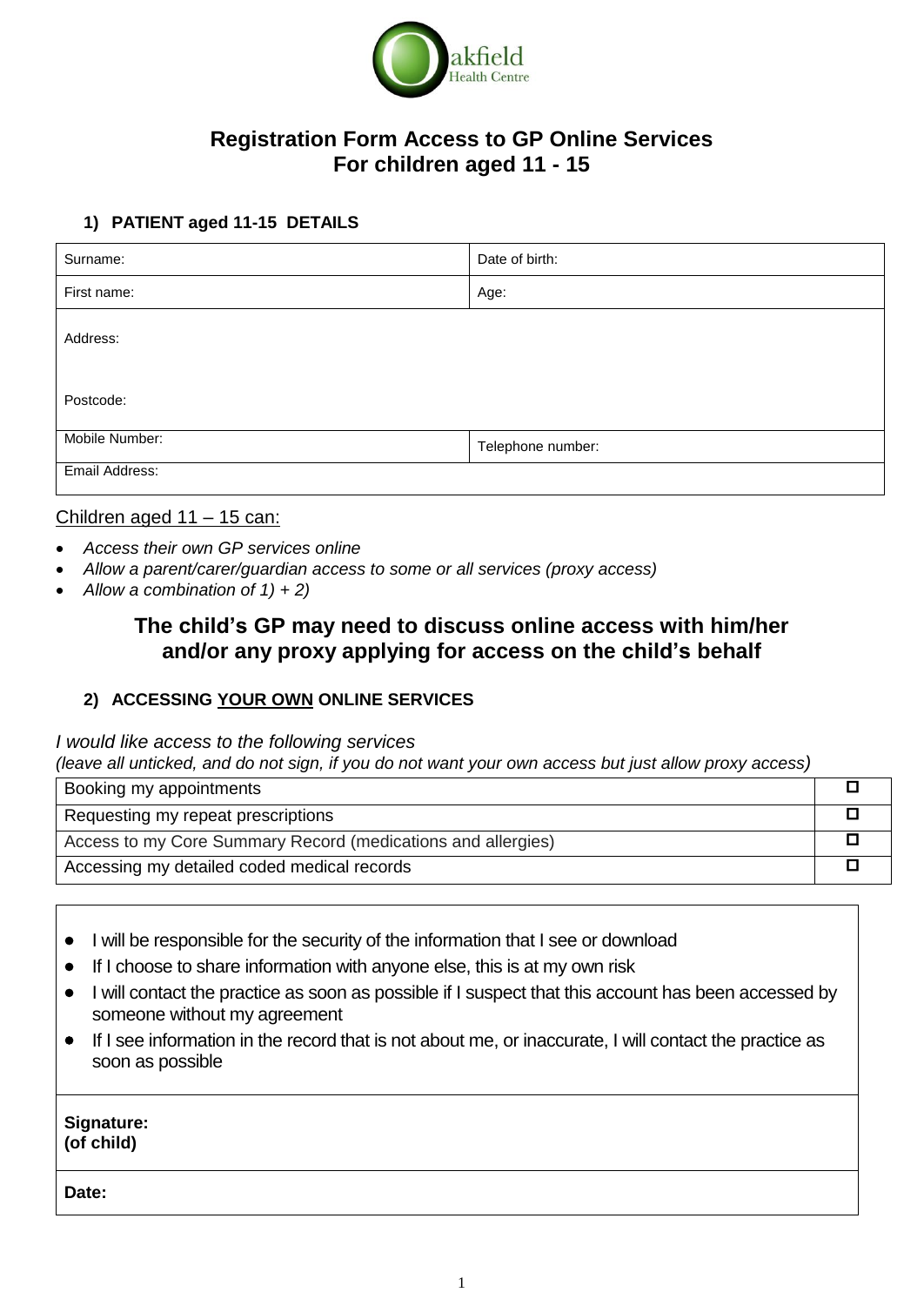Oakfield Health Centre

# Registration Form Access to GP Online Services
# For children aged 11 - 15

## 1) PATIENT aged 11-15 DETAILS

| Surname: | Date of birth: |
|---|---|
| First name: | Age: |
| Address:<br><br>Postcode: | |
| Mobile Number: | Telephone number: |
| Email Address: | |

Children aged 11 – 15 can:

- *Access their own GP services online*
- *Allow a parent/carer/guardian access to some or all services (proxy access)*
- *Allow a combination of 1) + 2)*

### The child's GP may need to discuss online access with him/her and/or any proxy applying for access on the child's behalf

## 2) ACCESSING YOUR OWN ONLINE SERVICES

*I would like access to the following services*
*(leave all unticked, and do not sign, if you do not want your own access but just allow proxy access)*

| Service | |
|---|---|
| Booking my appointments | ☐ |
| Requesting my repeat prescriptions | ☐ |
| Access to my Core Summary Record (medications and allergies) | ☐ |
| Accessing my detailed coded medical records | ☐ |

- I will be responsible for the security of the information that I see or download
- If I choose to share information with anyone else, this is at my own risk
- I will contact the practice as soon as possible if I suspect that this account has been accessed by someone without my agreement
- If I see information in the record that is not about me, or inaccurate, I will contact the practice as soon as possible

**Signature:**
**(of child)**

**Date:**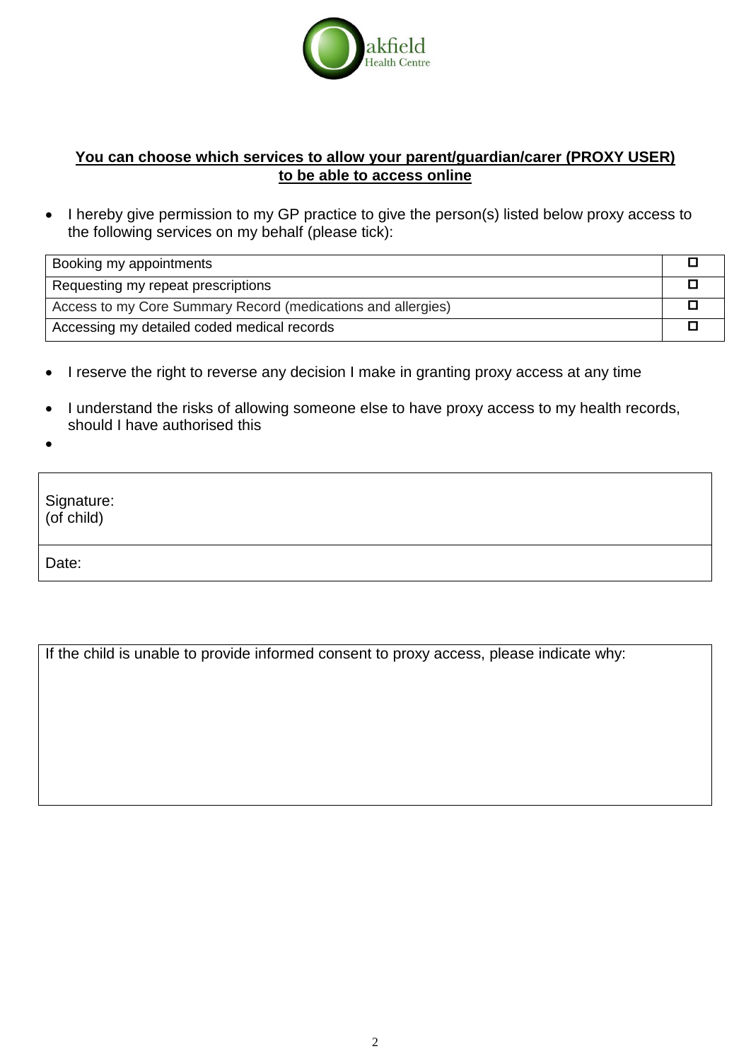**<u>You can choose which services to allow your parent/guardian/carer (PROXY USER) to be able to access online</u>**

- I hereby give permission to my GP practice to give the person(s) listed below proxy access to the following services on my behalf (please tick):

| Service | Tick |
| --- | --- |
| Booking my appointments | ☐ |
| Requesting my repeat prescriptions | ☐ |
| Access to my Core Summary Record (medications and allergies) | ☐ |
| Accessing my detailed coded medical records | ☐ |

- I reserve the right to reverse any decision I make in granting proxy access at any time
- I understand the risks of allowing someone else to have proxy access to my health records, should I have authorised this
-

| | |
| --- | --- |
| Signature: (of child) | |
| Date: | |

| If the child is unable to provide informed consent to proxy access, please indicate why: |
| --- |
| |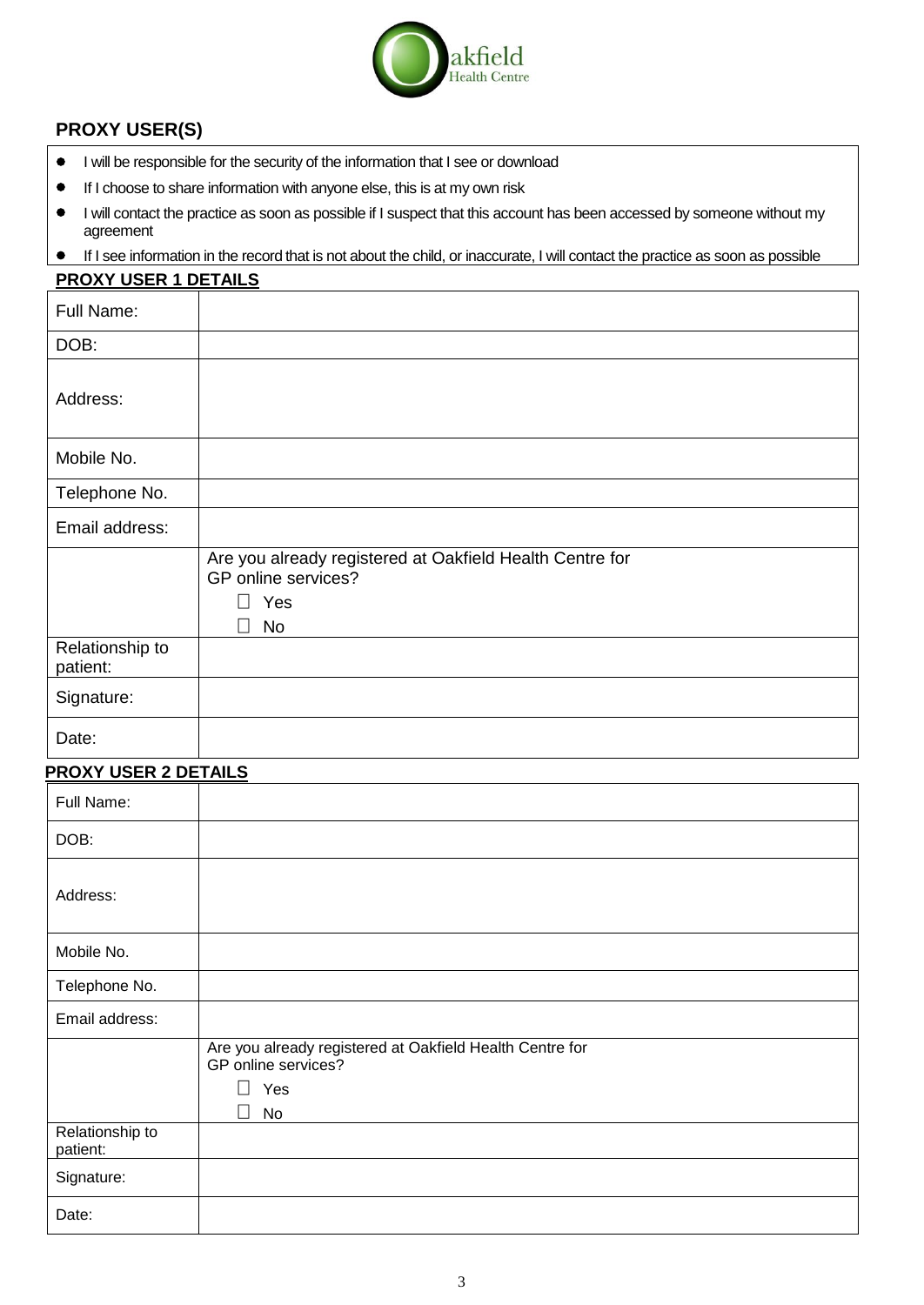Oakfield Health Centre

## PROXY USER(S)

- I will be responsible for the security of the information that I see or download
- If I choose to share information with anyone else, this is at my own risk
- I will contact the practice as soon as possible if I suspect that this account has been accessed by someone without my agreement
- If I see information in the record that is not about the child, or inaccurate, I will contact the practice as soon as possible

### PROXY USER 1 DETAILS

| | |
|---|---|
| Full Name: | |
| DOB: | |
| Address: | |
| Mobile No. | |
| Telephone No. | |
| Email address: | |
| | Are you already registered at Oakfield Health Centre for GP online services?<br>☐ Yes<br>☐ No |
| Relationship to patient: | |
| Signature: | |
| Date: | |

### PROXY USER 2 DETAILS

| | |
|---|---|
| Full Name: | |
| DOB: | |
| Address: | |
| Mobile No. | |
| Telephone No. | |
| Email address: | |
| | Are you already registered at Oakfield Health Centre for GP online services?<br>☐ Yes<br>☐ No |
| Relationship to patient: | |
| Signature: | |
| Date: | |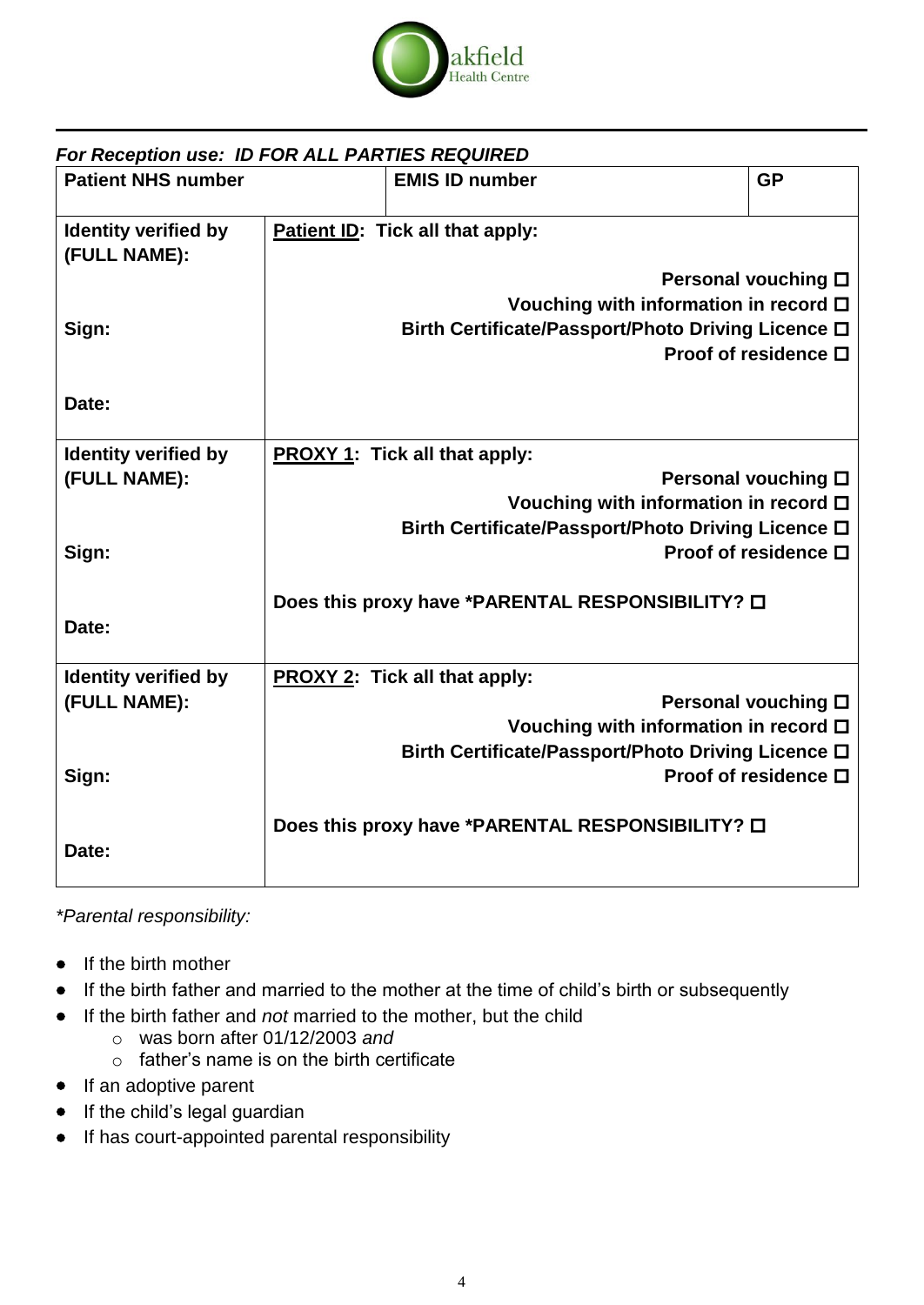*For Reception use: ID FOR ALL PARTIES REQUIRED*

| | | |
|---|---|---|
| **Patient NHS number** | **EMIS ID number** | **GP** |

| | |
|---|---|
| **Identity verified by (FULL NAME):**<br><br>**Sign:**<br><br>**Date:** | **Patient ID: Tick all that apply:**<br>**Personal vouching ☐**<br>**Vouching with information in record ☐**<br>**Birth Certificate/Passport/Photo Driving Licence ☐**<br>**Proof of residence ☐** |
| **Identity verified by (FULL NAME):**<br><br>**Sign:**<br><br>**Date:** | **PROXY 1: Tick all that apply:**<br>**Personal vouching ☐**<br>**Vouching with information in record ☐**<br>**Birth Certificate/Passport/Photo Driving Licence ☐**<br>**Proof of residence ☐**<br><br>**Does this proxy have *PARENTAL RESPONSIBILITY? ☐** |
| **Identity verified by (FULL NAME):**<br><br>**Sign:**<br><br>**Date:** | **PROXY 2: Tick all that apply:**<br>**Personal vouching ☐**<br>**Vouching with information in record ☐**<br>**Birth Certificate/Passport/Photo Driving Licence ☐**<br>**Proof of residence ☐**<br><br>**Does this proxy have *PARENTAL RESPONSIBILITY? ☐** |

*\*Parental responsibility:*

- If the birth mother
- If the birth father and married to the mother at the time of child's birth or subsequently
- If the birth father and *not* married to the mother, but the child
  - was born after 01/12/2003 *and*
  - father's name is on the birth certificate
- If an adoptive parent
- If the child's legal guardian
- If has court-appointed parental responsibility